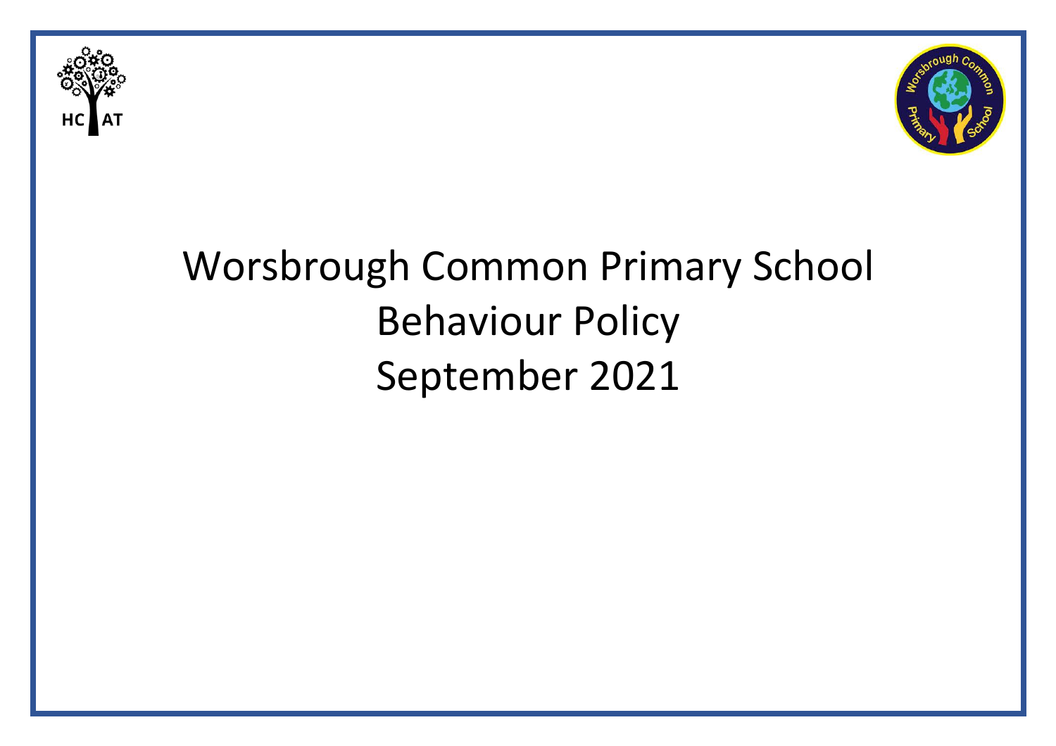# Worsbrough Common Primary School

# Behaviour Policy

# September 2021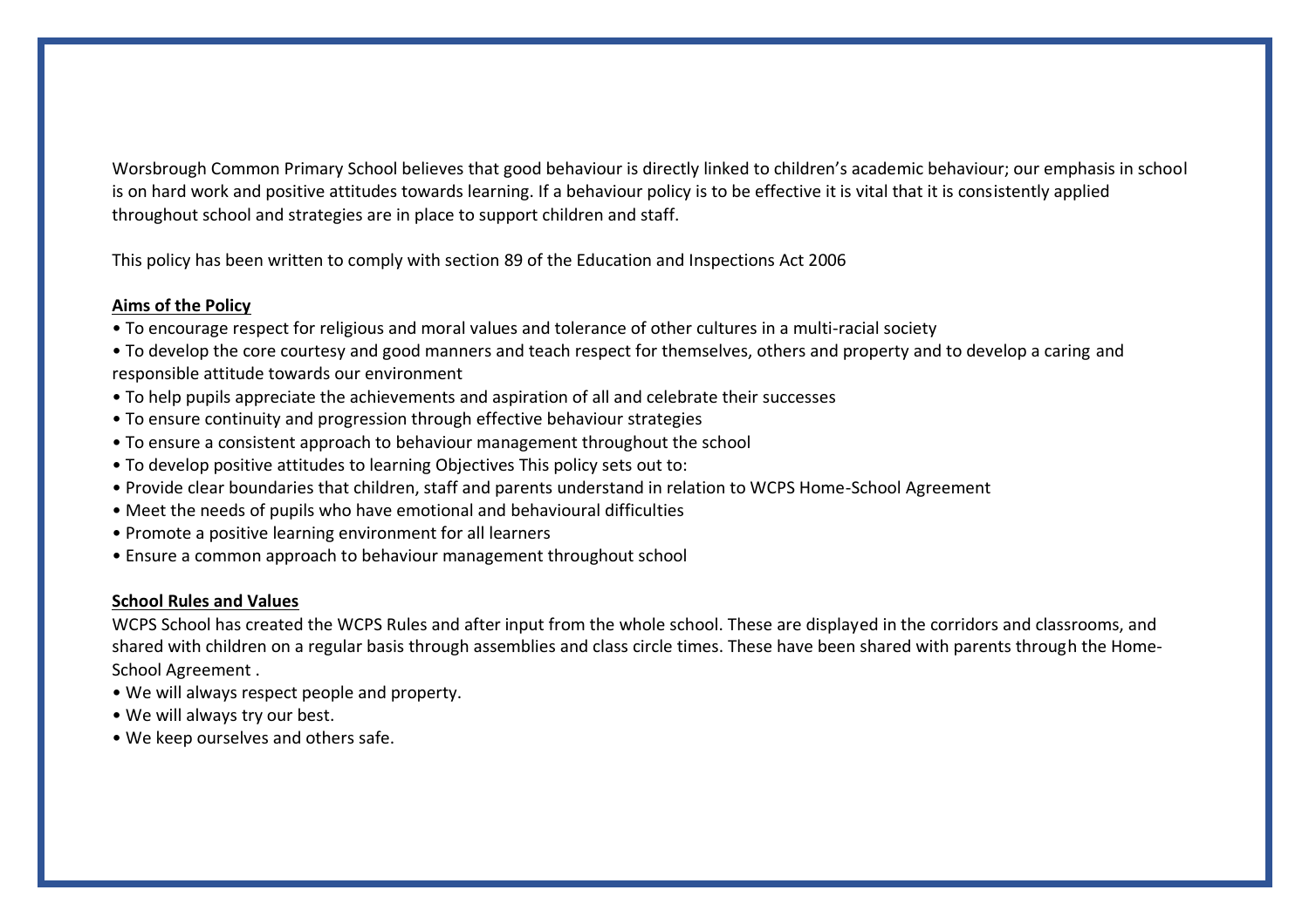Worsbrough Common Primary School believes that good behaviour is directly linked to children's academic behaviour; our emphasis in school is on hard work and positive attitudes towards learning. If a behaviour policy is to be effective it is vital that it is consistently applied throughout school and strategies are in place to support children and staff.

This policy has been written to comply with section 89 of the Education and Inspections Act 2006

**Aims of the Policy**

- To encourage respect for religious and moral values and tolerance of other cultures in a multi-racial society
- To develop the core courtesy and good manners and teach respect for themselves, others and property and to develop a caring and responsible attitude towards our environment
- To help pupils appreciate the achievements and aspiration of all and celebrate their successes
- To ensure continuity and progression through effective behaviour strategies
- To ensure a consistent approach to behaviour management throughout the school
- To develop positive attitudes to learning Objectives This policy sets out to:
- Provide clear boundaries that children, staff and parents understand in relation to WCPS Home-School Agreement
- Meet the needs of pupils who have emotional and behavioural difficulties
- Promote a positive learning environment for all learners
- Ensure a common approach to behaviour management throughout school

**School Rules and Values**

WCPS School has created the WCPS Rules and after input from the whole school. These are displayed in the corridors and classrooms, and shared with children on a regular basis through assemblies and class circle times. These have been shared with parents through the Home-School Agreement .

- We will always respect people and property.
- We will always try our best.
- We keep ourselves and others safe.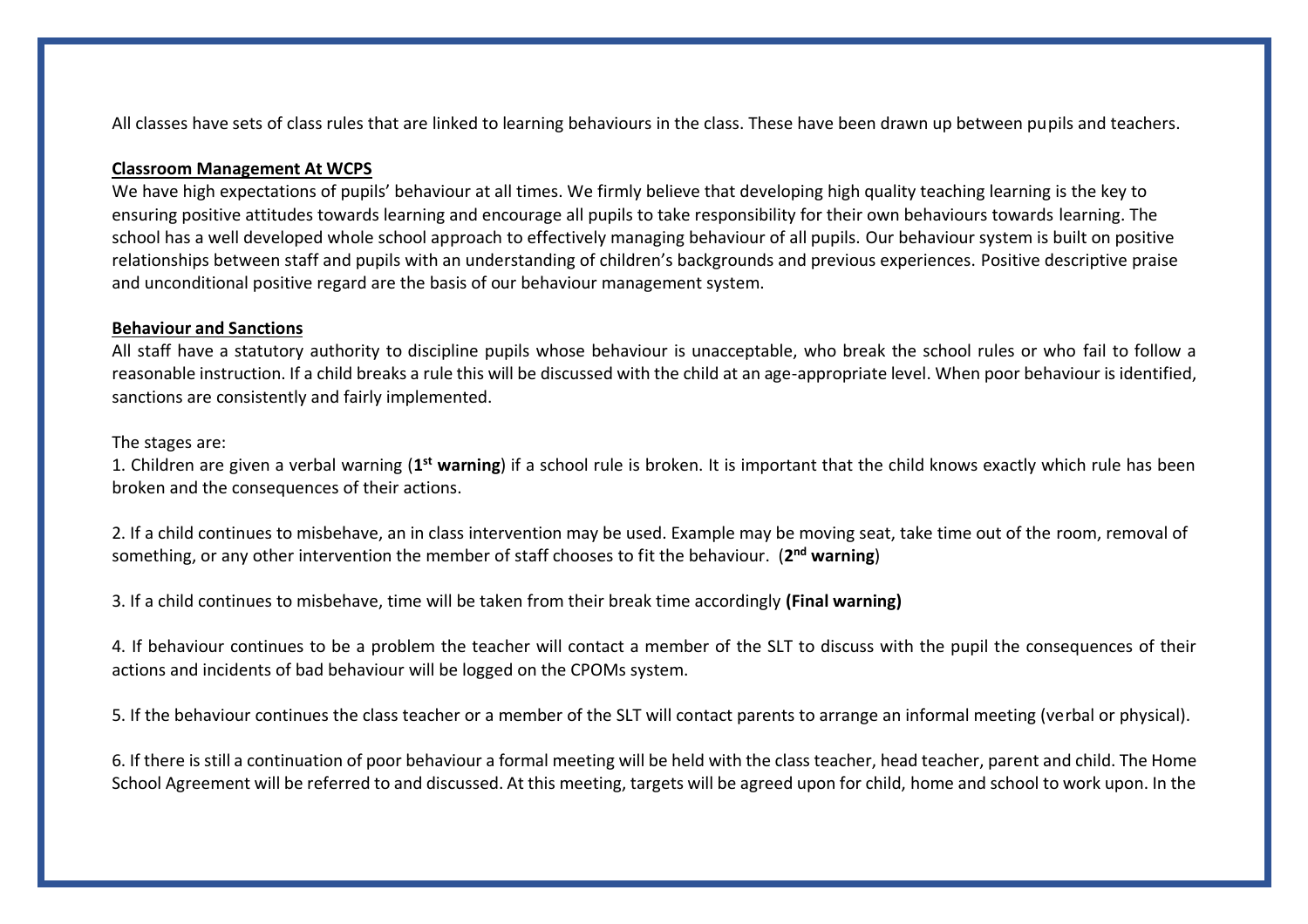All classes have sets of class rules that are linked to learning behaviours in the class. These have been drawn up between pupils and teachers.

**Classroom Management At WCPS**

We have high expectations of pupils' behaviour at all times. We firmly believe that developing high quality teaching learning is the key to ensuring positive attitudes towards learning and encourage all pupils to take responsibility for their own behaviours towards learning. The school has a well developed whole school approach to effectively managing behaviour of all pupils. Our behaviour system is built on positive relationships between staff and pupils with an understanding of children's backgrounds and previous experiences. Positive descriptive praise and unconditional positive regard are the basis of our behaviour management system.

**Behaviour and Sanctions**

All staff have a statutory authority to discipline pupils whose behaviour is unacceptable, who break the school rules or who fail to follow a reasonable instruction. If a child breaks a rule this will be discussed with the child at an age-appropriate level. When poor behaviour is identified, sanctions are consistently and fairly implemented.

The stages are:

1. Children are given a verbal warning (**1st warning**) if a school rule is broken. It is important that the child knows exactly which rule has been broken and the consequences of their actions.

2. If a child continues to misbehave, an in class intervention may be used. Example may be moving seat, take time out of the room, removal of something, or any other intervention the member of staff chooses to fit the behaviour. (**2nd warning**)

3. If a child continues to misbehave, time will be taken from their break time accordingly **(Final warning)**

4. If behaviour continues to be a problem the teacher will contact a member of the SLT to discuss with the pupil the consequences of their actions and incidents of bad behaviour will be logged on the CPOMs system.

5. If the behaviour continues the class teacher or a member of the SLT will contact parents to arrange an informal meeting (verbal or physical).

6. If there is still a continuation of poor behaviour a formal meeting will be held with the class teacher, head teacher, parent and child. The Home School Agreement will be referred to and discussed. At this meeting, targets will be agreed upon for child, home and school to work upon. In the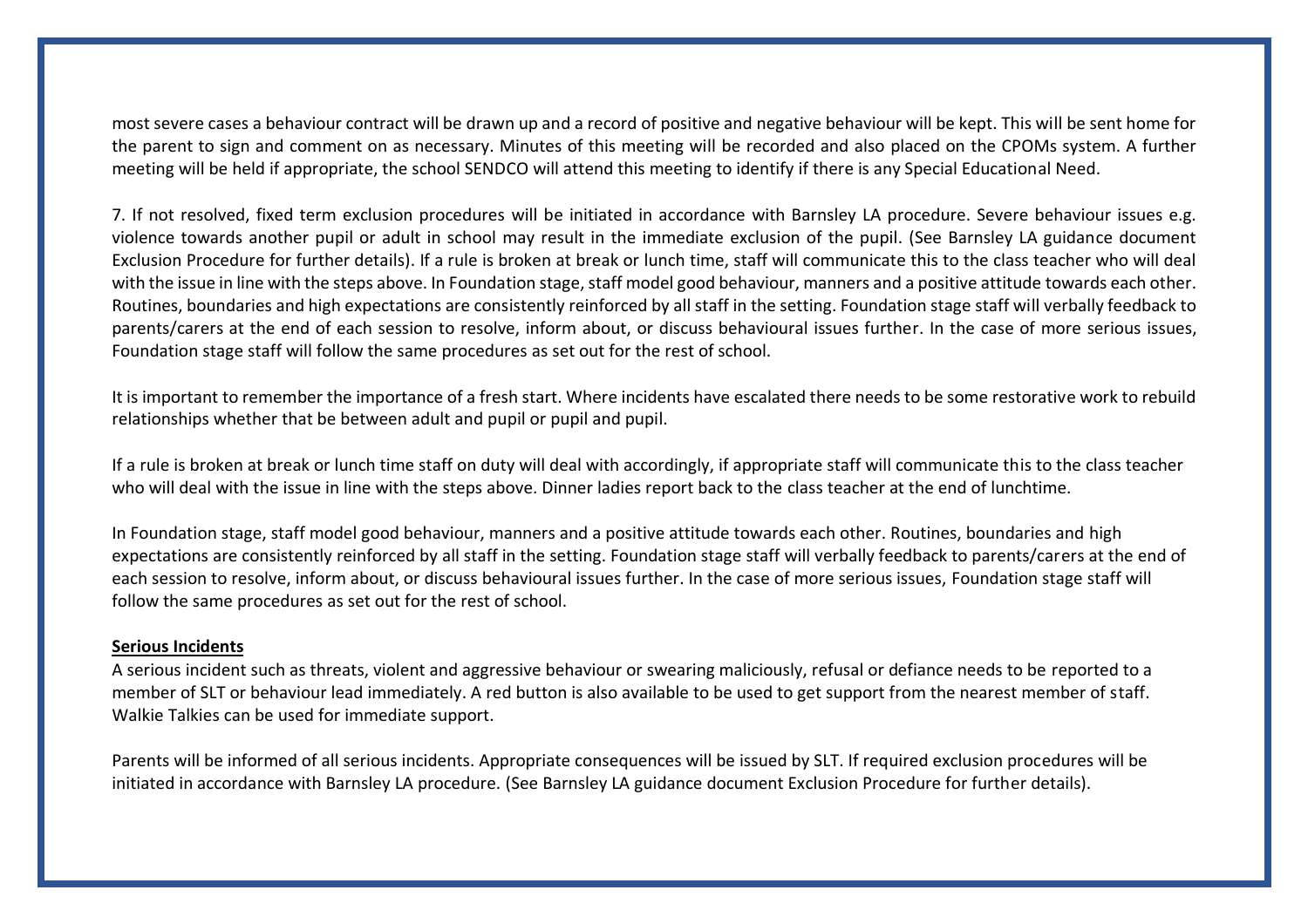most severe cases a behaviour contract will be drawn up and a record of positive and negative behaviour will be kept. This will be sent home for the parent to sign and comment on as necessary. Minutes of this meeting will be recorded and also placed on the CPOMs system. A further meeting will be held if appropriate, the school SENDCO will attend this meeting to identify if there is any Special Educational Need.

7. If not resolved, fixed term exclusion procedures will be initiated in accordance with Barnsley LA procedure. Severe behaviour issues e.g. violence towards another pupil or adult in school may result in the immediate exclusion of the pupil. (See Barnsley LA guidance document Exclusion Procedure for further details). If a rule is broken at break or lunch time, staff will communicate this to the class teacher who will deal with the issue in line with the steps above. In Foundation stage, staff model good behaviour, manners and a positive attitude towards each other. Routines, boundaries and high expectations are consistently reinforced by all staff in the setting. Foundation stage staff will verbally feedback to parents/carers at the end of each session to resolve, inform about, or discuss behavioural issues further. In the case of more serious issues, Foundation stage staff will follow the same procedures as set out for the rest of school.

It is important to remember the importance of a fresh start. Where incidents have escalated there needs to be some restorative work to rebuild relationships whether that be between adult and pupil or pupil and pupil.

If a rule is broken at break or lunch time staff on duty will deal with accordingly, if appropriate staff will communicate this to the class teacher who will deal with the issue in line with the steps above. Dinner ladies report back to the class teacher at the end of lunchtime.

In Foundation stage, staff model good behaviour, manners and a positive attitude towards each other. Routines, boundaries and high expectations are consistently reinforced by all staff in the setting. Foundation stage staff will verbally feedback to parents/carers at the end of each session to resolve, inform about, or discuss behavioural issues further. In the case of more serious issues, Foundation stage staff will follow the same procedures as set out for the rest of school.

**Serious Incidents**

A serious incident such as threats, violent and aggressive behaviour or swearing maliciously, refusal or defiance needs to be reported to a member of SLT or behaviour lead immediately. A red button is also available to be used to get support from the nearest member of staff. Walkie Talkies can be used for immediate support.

Parents will be informed of all serious incidents. Appropriate consequences will be issued by SLT. If required exclusion procedures will be initiated in accordance with Barnsley LA procedure. (See Barnsley LA guidance document Exclusion Procedure for further details).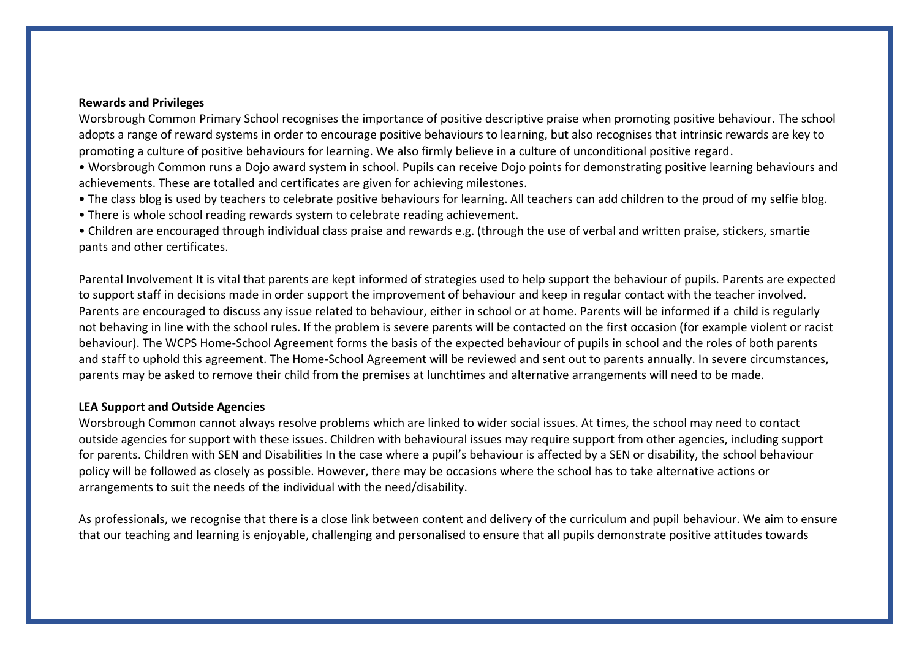**Rewards and Privileges**

Worsbrough Common Primary School recognises the importance of positive descriptive praise when promoting positive behaviour. The school adopts a range of reward systems in order to encourage positive behaviours to learning, but also recognises that intrinsic rewards are key to promoting a culture of positive behaviours for learning. We also firmly believe in a culture of unconditional positive regard.

- Worsbrough Common runs a Dojo award system in school. Pupils can receive Dojo points for demonstrating positive learning behaviours and achievements. These are totalled and certificates are given for achieving milestones.
- The class blog is used by teachers to celebrate positive behaviours for learning. All teachers can add children to the proud of my selfie blog.
- There is whole school reading rewards system to celebrate reading achievement.
- Children are encouraged through individual class praise and rewards e.g. (through the use of verbal and written praise, stickers, smartie pants and other certificates.

Parental Involvement It is vital that parents are kept informed of strategies used to help support the behaviour of pupils. Parents are expected to support staff in decisions made in order support the improvement of behaviour and keep in regular contact with the teacher involved. Parents are encouraged to discuss any issue related to behaviour, either in school or at home. Parents will be informed if a child is regularly not behaving in line with the school rules. If the problem is severe parents will be contacted on the first occasion (for example violent or racist behaviour). The WCPS Home-School Agreement forms the basis of the expected behaviour of pupils in school and the roles of both parents and staff to uphold this agreement. The Home-School Agreement will be reviewed and sent out to parents annually. In severe circumstances, parents may be asked to remove their child from the premises at lunchtimes and alternative arrangements will need to be made.

**LEA Support and Outside Agencies**

Worsbrough Common cannot always resolve problems which are linked to wider social issues. At times, the school may need to contact outside agencies for support with these issues. Children with behavioural issues may require support from other agencies, including support for parents. Children with SEN and Disabilities In the case where a pupil's behaviour is affected by a SEN or disability, the school behaviour policy will be followed as closely as possible. However, there may be occasions where the school has to take alternative actions or arrangements to suit the needs of the individual with the need/disability.

As professionals, we recognise that there is a close link between content and delivery of the curriculum and pupil behaviour. We aim to ensure that our teaching and learning is enjoyable, challenging and personalised to ensure that all pupils demonstrate positive attitudes towards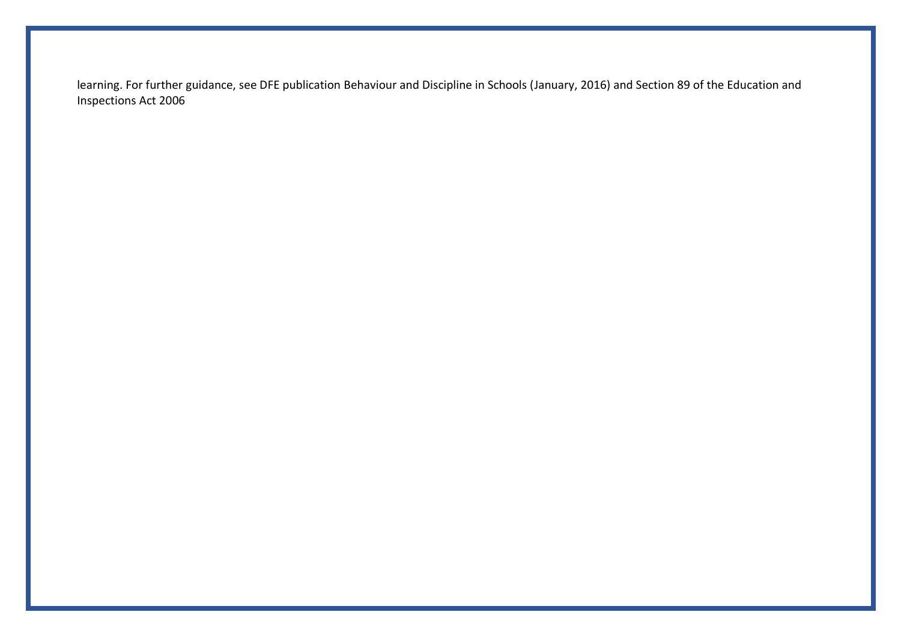learning. For further guidance, see DFE publication Behaviour and Discipline in Schools (January, 2016) and Section 89 of the Education and Inspections Act 2006